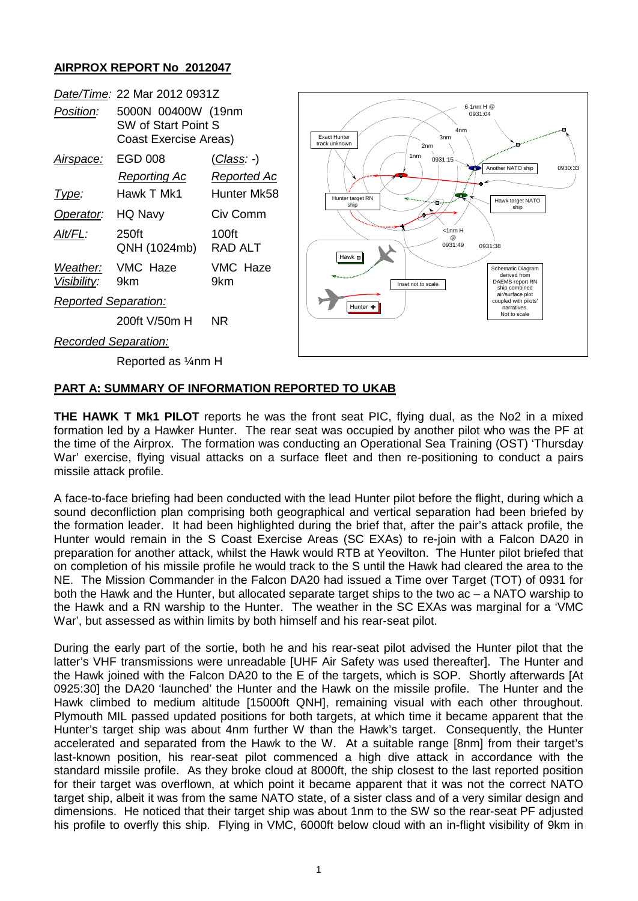**AIRPROX REPORT No 2012047**

| | | |
|---|---|---|
| *Date/Time:* | 22 Mar 2012 0931Z | |
| *Position:* | 5000N 00400W (19nm SW of Start Point S Coast Exercise Areas) | |
| *Airspace:* | EGD 008 | (*Class*: -) |
| | *Reporting Ac* | *Reported Ac* |
| *Type:* | Hawk T Mk1 | Hunter Mk58 |
| *Operator:* | HQ Navy | Civ Comm |
| *Alt/FL:* | 250ft QNH (1024mb) | 100ft RAD ALT |
| *Weather:* | VMC Haze | VMC Haze |
| *Visibility:* | 9km | 9km |
| *Reported Separation:* | | |
| | 200ft V/50m H | NR |
| *Recorded Separation:* | | |
| | Reported as ¼nm H | |

## PART A: SUMMARY OF INFORMATION REPORTED TO UKAB

**THE HAWK T Mk1 PILOT** reports he was the front seat PIC, flying dual, as the No2 in a mixed formation led by a Hawker Hunter. The rear seat was occupied by another pilot who was the PF at the time of the Airprox. The formation was conducting an Operational Sea Training (OST) 'Thursday War' exercise, flying visual attacks on a surface fleet and then re-positioning to conduct a pairs missile attack profile.

A face-to-face briefing had been conducted with the lead Hunter pilot before the flight, during which a sound deconfliction plan comprising both geographical and vertical separation had been briefed by the formation leader. It had been highlighted during the brief that, after the pair's attack profile, the Hunter would remain in the S Coast Exercise Areas (SC EXAs) to re-join with a Falcon DA20 in preparation for another attack, whilst the Hawk would RTB at Yeovilton. The Hunter pilot briefed that on completion of his missile profile he would track to the S until the Hawk had cleared the area to the NE. The Mission Commander in the Falcon DA20 had issued a Time over Target (TOT) of 0931 for both the Hawk and the Hunter, but allocated separate target ships to the two ac – a NATO warship to the Hawk and a RN warship to the Hunter. The weather in the SC EXAs was marginal for a 'VMC War', but assessed as within limits by both himself and his rear-seat pilot.

During the early part of the sortie, both he and his rear-seat pilot advised the Hunter pilot that the latter's VHF transmissions were unreadable [UHF Air Safety was used thereafter]. The Hunter and the Hawk joined with the Falcon DA20 to the E of the targets, which is SOP. Shortly afterwards [At 0925:30] the DA20 'launched' the Hunter and the Hawk on the missile profile. The Hunter and the Hawk climbed to medium altitude [15000ft QNH], remaining visual with each other throughout. Plymouth MIL passed updated positions for both targets, at which time it became apparent that the Hunter's target ship was about 4nm further W than the Hawk's target. Consequently, the Hunter accelerated and separated from the Hawk to the W. At a suitable range [8nm] from their target's last-known position, his rear-seat pilot commenced a high dive attack in accordance with the standard missile profile. As they broke cloud at 8000ft, the ship closest to the last reported position for their target was overflown, at which point it became apparent that it was not the correct NATO target ship, albeit it was from the same NATO state, of a sister class and of a very similar design and dimensions. He noticed that their target ship was about 1nm to the SW so the rear-seat PF adjusted his profile to overfly this ship. Flying in VMC, 6000ft below cloud with an in-flight visibility of 9km in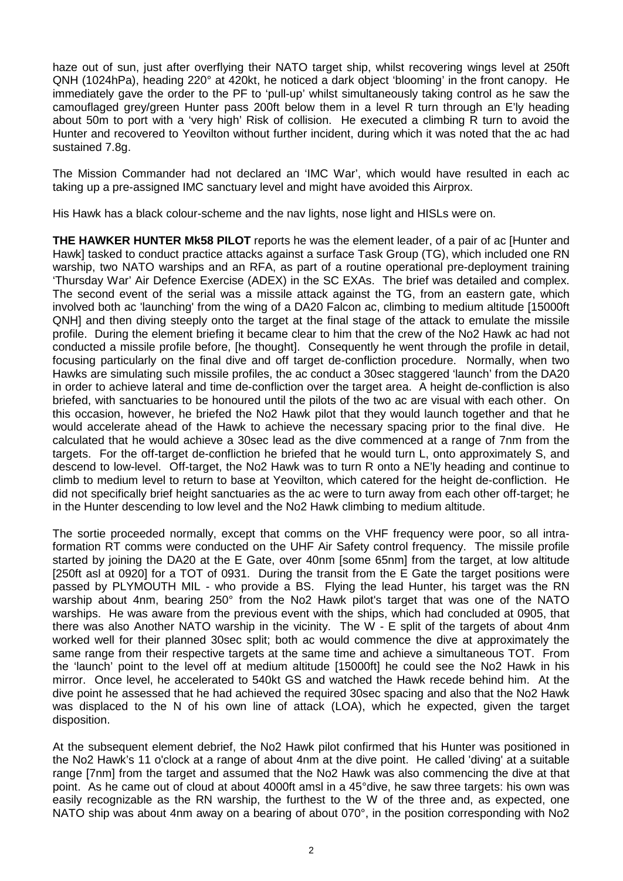haze out of sun, just after overflying their NATO target ship, whilst recovering wings level at 250ft QNH (1024hPa), heading 220° at 420kt, he noticed a dark object 'blooming' in the front canopy. He immediately gave the order to the PF to 'pull-up' whilst simultaneously taking control as he saw the camouflaged grey/green Hunter pass 200ft below them in a level R turn through an E'ly heading about 50m to port with a 'very high' Risk of collision. He executed a climbing R turn to avoid the Hunter and recovered to Yeovilton without further incident, during which it was noted that the ac had sustained 7.8g.

The Mission Commander had not declared an 'IMC War', which would have resulted in each ac taking up a pre-assigned IMC sanctuary level and might have avoided this Airprox.

His Hawk has a black colour-scheme and the nav lights, nose light and HISLs were on.

**THE HAWKER HUNTER Mk58 PILOT** reports he was the element leader, of a pair of ac [Hunter and Hawk] tasked to conduct practice attacks against a surface Task Group (TG), which included one RN warship, two NATO warships and an RFA, as part of a routine operational pre-deployment training 'Thursday War' Air Defence Exercise (ADEX) in the SC EXAs. The brief was detailed and complex. The second event of the serial was a missile attack against the TG, from an eastern gate, which involved both ac 'launching' from the wing of a DA20 Falcon ac, climbing to medium altitude [15000ft QNH] and then diving steeply onto the target at the final stage of the attack to emulate the missile profile. During the element briefing it became clear to him that the crew of the No2 Hawk ac had not conducted a missile profile before, [he thought]. Consequently he went through the profile in detail, focusing particularly on the final dive and off target de-confliction procedure. Normally, when two Hawks are simulating such missile profiles, the ac conduct a 30sec staggered 'launch' from the DA20 in order to achieve lateral and time de-confliction over the target area. A height de-confliction is also briefed, with sanctuaries to be honoured until the pilots of the two ac are visual with each other. On this occasion, however, he briefed the No2 Hawk pilot that they would launch together and that he would accelerate ahead of the Hawk to achieve the necessary spacing prior to the final dive. He calculated that he would achieve a 30sec lead as the dive commenced at a range of 7nm from the targets. For the off-target de-confliction he briefed that he would turn L, onto approximately S, and descend to low-level. Off-target, the No2 Hawk was to turn R onto a NE'ly heading and continue to climb to medium level to return to base at Yeovilton, which catered for the height de-confliction. He did not specifically brief height sanctuaries as the ac were to turn away from each other off-target; he in the Hunter descending to low level and the No2 Hawk climbing to medium altitude.

The sortie proceeded normally, except that comms on the VHF frequency were poor, so all intra-formation RT comms were conducted on the UHF Air Safety control frequency. The missile profile started by joining the DA20 at the E Gate, over 40nm [some 65nm] from the target, at low altitude [250ft asl at 0920] for a TOT of 0931. During the transit from the E Gate the target positions were passed by PLYMOUTH MIL - who provide a BS. Flying the lead Hunter, his target was the RN warship about 4nm, bearing 250° from the No2 Hawk pilot's target that was one of the NATO warships. He was aware from the previous event with the ships, which had concluded at 0905, that there was also Another NATO warship in the vicinity. The W - E split of the targets of about 4nm worked well for their planned 30sec split; both ac would commence the dive at approximately the same range from their respective targets at the same time and achieve a simultaneous TOT. From the 'launch' point to the level off at medium altitude [15000ft] he could see the No2 Hawk in his mirror. Once level, he accelerated to 540kt GS and watched the Hawk recede behind him. At the dive point he assessed that he had achieved the required 30sec spacing and also that the No2 Hawk was displaced to the N of his own line of attack (LOA), which he expected, given the target disposition.

At the subsequent element debrief, the No2 Hawk pilot confirmed that his Hunter was positioned in the No2 Hawk's 11 o'clock at a range of about 4nm at the dive point. He called 'diving' at a suitable range [7nm] from the target and assumed that the No2 Hawk was also commencing the dive at that point. As he came out of cloud at about 4000ft amsl in a 45°dive, he saw three targets: his own was easily recognizable as the RN warship, the furthest to the W of the three and, as expected, one NATO ship was about 4nm away on a bearing of about 070°, in the position corresponding with No2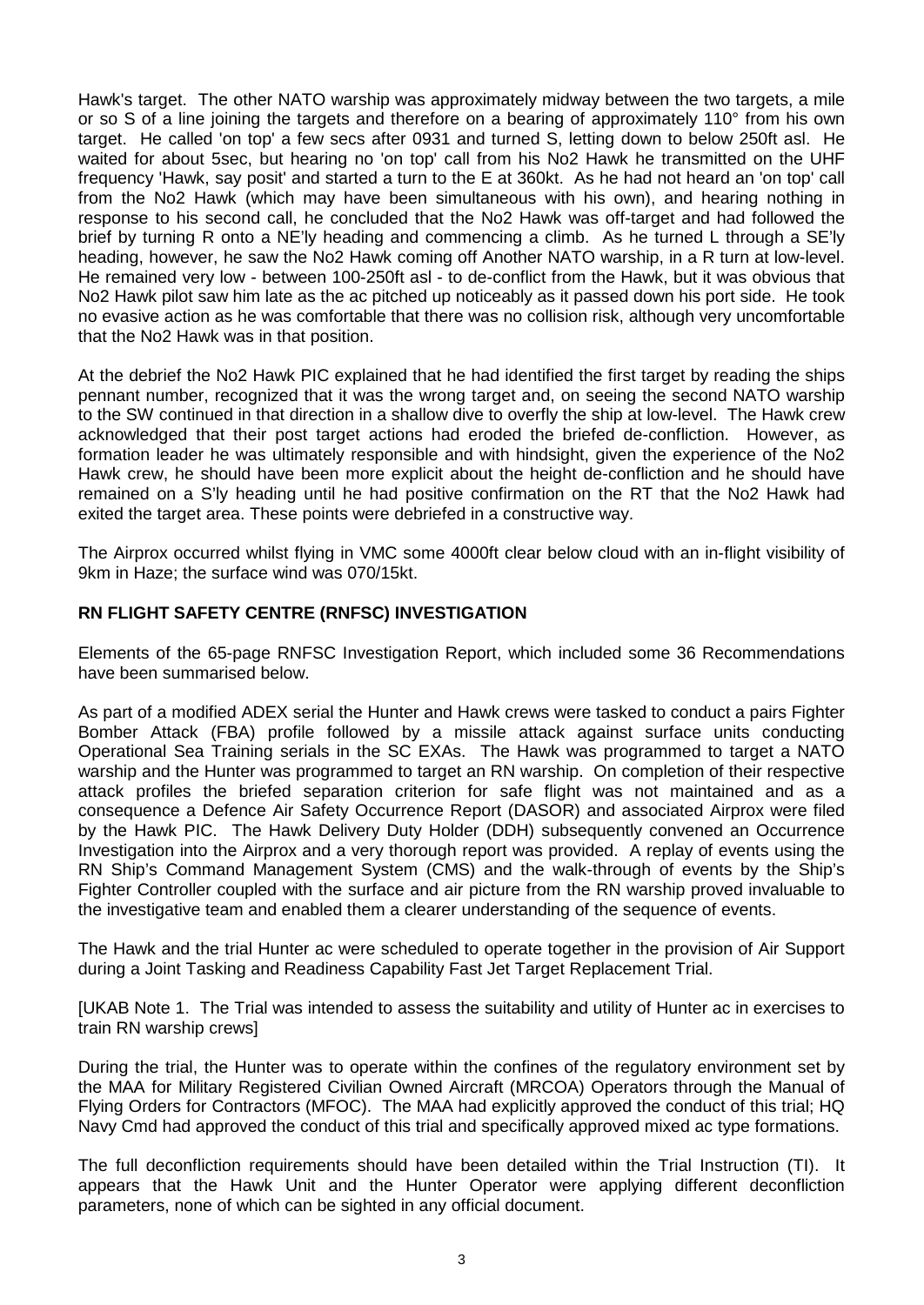Hawk's target. The other NATO warship was approximately midway between the two targets, a mile or so S of a line joining the targets and therefore on a bearing of approximately 110° from his own target. He called 'on top' a few secs after 0931 and turned S, letting down to below 250ft asl. He waited for about 5sec, but hearing no 'on top' call from his No2 Hawk he transmitted on the UHF frequency 'Hawk, say posit' and started a turn to the E at 360kt. As he had not heard an 'on top' call from the No2 Hawk (which may have been simultaneous with his own), and hearing nothing in response to his second call, he concluded that the No2 Hawk was off-target and had followed the brief by turning R onto a NE'ly heading and commencing a climb. As he turned L through a SE'ly heading, however, he saw the No2 Hawk coming off Another NATO warship, in a R turn at low-level. He remained very low - between 100-250ft asl - to de-conflict from the Hawk, but it was obvious that No2 Hawk pilot saw him late as the ac pitched up noticeably as it passed down his port side. He took no evasive action as he was comfortable that there was no collision risk, although very uncomfortable that the No2 Hawk was in that position.

At the debrief the No2 Hawk PIC explained that he had identified the first target by reading the ships pennant number, recognized that it was the wrong target and, on seeing the second NATO warship to the SW continued in that direction in a shallow dive to overfly the ship at low-level. The Hawk crew acknowledged that their post target actions had eroded the briefed de-confliction. However, as formation leader he was ultimately responsible and with hindsight, given the experience of the No2 Hawk crew, he should have been more explicit about the height de-confliction and he should have remained on a S'ly heading until he had positive confirmation on the RT that the No2 Hawk had exited the target area. These points were debriefed in a constructive way.

The Airprox occurred whilst flying in VMC some 4000ft clear below cloud with an in-flight visibility of 9km in Haze; the surface wind was 070/15kt.

## RN FLIGHT SAFETY CENTRE (RNFSC) INVESTIGATION

Elements of the 65-page RNFSC Investigation Report, which included some 36 Recommendations have been summarised below.

As part of a modified ADEX serial the Hunter and Hawk crews were tasked to conduct a pairs Fighter Bomber Attack (FBA) profile followed by a missile attack against surface units conducting Operational Sea Training serials in the SC EXAs. The Hawk was programmed to target a NATO warship and the Hunter was programmed to target an RN warship. On completion of their respective attack profiles the briefed separation criterion for safe flight was not maintained and as a consequence a Defence Air Safety Occurrence Report (DASOR) and associated Airprox were filed by the Hawk PIC. The Hawk Delivery Duty Holder (DDH) subsequently convened an Occurrence Investigation into the Airprox and a very thorough report was provided. A replay of events using the RN Ship's Command Management System (CMS) and the walk-through of events by the Ship's Fighter Controller coupled with the surface and air picture from the RN warship proved invaluable to the investigative team and enabled them a clearer understanding of the sequence of events.

The Hawk and the trial Hunter ac were scheduled to operate together in the provision of Air Support during a Joint Tasking and Readiness Capability Fast Jet Target Replacement Trial.

[UKAB Note 1. The Trial was intended to assess the suitability and utility of Hunter ac in exercises to train RN warship crews]

During the trial, the Hunter was to operate within the confines of the regulatory environment set by the MAA for Military Registered Civilian Owned Aircraft (MRCOA) Operators through the Manual of Flying Orders for Contractors (MFOC). The MAA had explicitly approved the conduct of this trial; HQ Navy Cmd had approved the conduct of this trial and specifically approved mixed ac type formations.

The full deconfliction requirements should have been detailed within the Trial Instruction (TI). It appears that the Hawk Unit and the Hunter Operator were applying different deconfliction parameters, none of which can be sighted in any official document.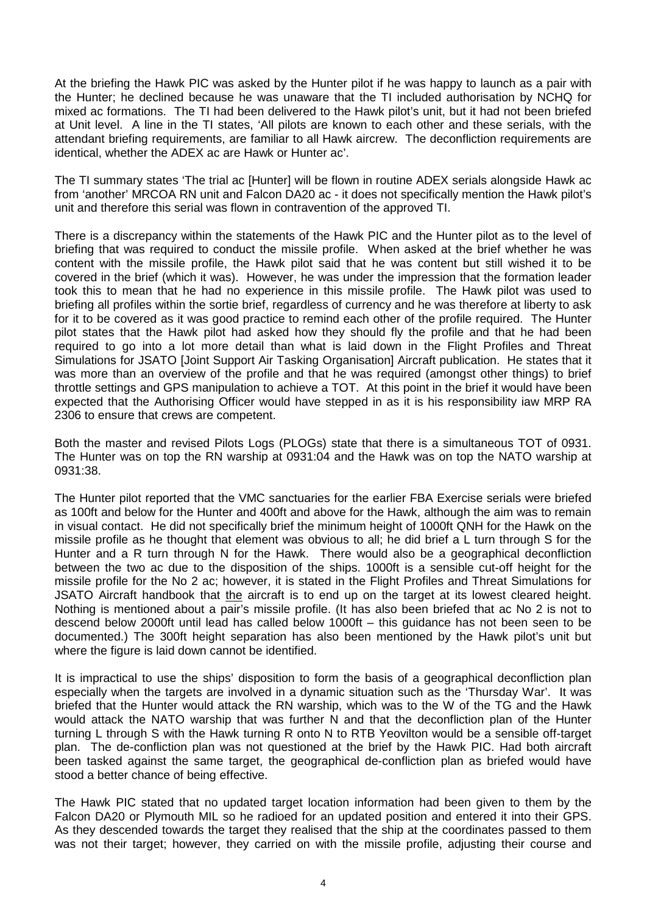At the briefing the Hawk PIC was asked by the Hunter pilot if he was happy to launch as a pair with the Hunter; he declined because he was unaware that the TI included authorisation by NCHQ for mixed ac formations. The TI had been delivered to the Hawk pilot's unit, but it had not been briefed at Unit level. A line in the TI states, 'All pilots are known to each other and these serials, with the attendant briefing requirements, are familiar to all Hawk aircrew. The deconfliction requirements are identical, whether the ADEX ac are Hawk or Hunter ac'.

The TI summary states 'The trial ac [Hunter] will be flown in routine ADEX serials alongside Hawk ac from 'another' MRCOA RN unit and Falcon DA20 ac - it does not specifically mention the Hawk pilot's unit and therefore this serial was flown in contravention of the approved TI.

There is a discrepancy within the statements of the Hawk PIC and the Hunter pilot as to the level of briefing that was required to conduct the missile profile. When asked at the brief whether he was content with the missile profile, the Hawk pilot said that he was content but still wished it to be covered in the brief (which it was). However, he was under the impression that the formation leader took this to mean that he had no experience in this missile profile. The Hawk pilot was used to briefing all profiles within the sortie brief, regardless of currency and he was therefore at liberty to ask for it to be covered as it was good practice to remind each other of the profile required. The Hunter pilot states that the Hawk pilot had asked how they should fly the profile and that he had been required to go into a lot more detail than what is laid down in the Flight Profiles and Threat Simulations for JSATO [Joint Support Air Tasking Organisation] Aircraft publication. He states that it was more than an overview of the profile and that he was required (amongst other things) to brief throttle settings and GPS manipulation to achieve a TOT. At this point in the brief it would have been expected that the Authorising Officer would have stepped in as it is his responsibility iaw MRP RA 2306 to ensure that crews are competent.

Both the master and revised Pilots Logs (PLOGs) state that there is a simultaneous TOT of 0931. The Hunter was on top the RN warship at 0931:04 and the Hawk was on top the NATO warship at 0931:38.

The Hunter pilot reported that the VMC sanctuaries for the earlier FBA Exercise serials were briefed as 100ft and below for the Hunter and 400ft and above for the Hawk, although the aim was to remain in visual contact. He did not specifically brief the minimum height of 1000ft QNH for the Hawk on the missile profile as he thought that element was obvious to all; he did brief a L turn through S for the Hunter and a R turn through N for the Hawk. There would also be a geographical deconfliction between the two ac due to the disposition of the ships. 1000ft is a sensible cut-off height for the missile profile for the No 2 ac; however, it is stated in the Flight Profiles and Threat Simulations for JSATO Aircraft handbook that <u>the</u> aircraft is to end up on the target at its lowest cleared height. Nothing is mentioned about a pair's missile profile. (It has also been briefed that ac No 2 is not to descend below 2000ft until lead has called below 1000ft – this guidance has not been seen to be documented.) The 300ft height separation has also been mentioned by the Hawk pilot's unit but where the figure is laid down cannot be identified.

It is impractical to use the ships' disposition to form the basis of a geographical deconfliction plan especially when the targets are involved in a dynamic situation such as the 'Thursday War'. It was briefed that the Hunter would attack the RN warship, which was to the W of the TG and the Hawk would attack the NATO warship that was further N and that the deconfliction plan of the Hunter turning L through S with the Hawk turning R onto N to RTB Yeovilton would be a sensible off-target plan. The de-confliction plan was not questioned at the brief by the Hawk PIC. Had both aircraft been tasked against the same target, the geographical de-confliction plan as briefed would have stood a better chance of being effective.

The Hawk PIC stated that no updated target location information had been given to them by the Falcon DA20 or Plymouth MIL so he radioed for an updated position and entered it into their GPS. As they descended towards the target they realised that the ship at the coordinates passed to them was not their target; however, they carried on with the missile profile, adjusting their course and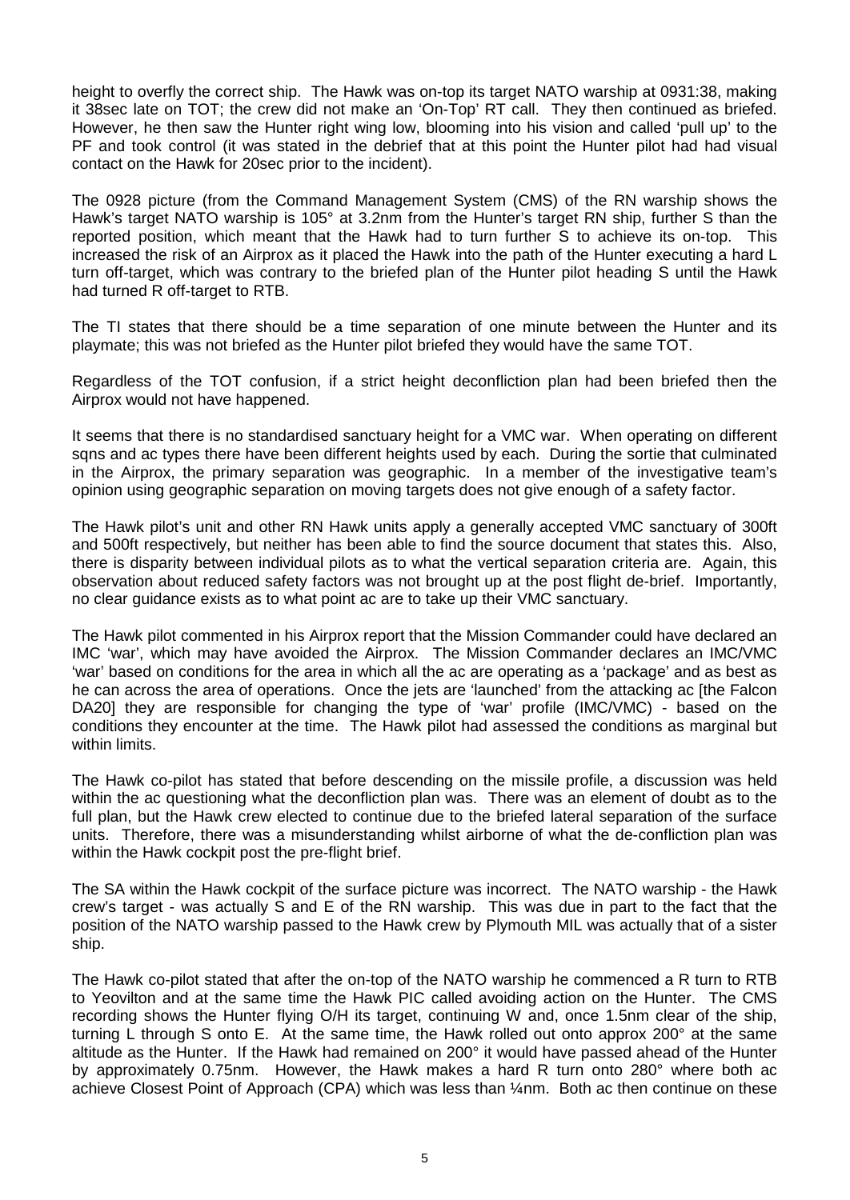height to overfly the correct ship. The Hawk was on-top its target NATO warship at 0931:38, making it 38sec late on TOT; the crew did not make an 'On-Top' RT call. They then continued as briefed. However, he then saw the Hunter right wing low, blooming into his vision and called 'pull up' to the PF and took control (it was stated in the debrief that at this point the Hunter pilot had had visual contact on the Hawk for 20sec prior to the incident).

The 0928 picture (from the Command Management System (CMS) of the RN warship shows the Hawk's target NATO warship is 105° at 3.2nm from the Hunter's target RN ship, further S than the reported position, which meant that the Hawk had to turn further S to achieve its on-top. This increased the risk of an Airprox as it placed the Hawk into the path of the Hunter executing a hard L turn off-target, which was contrary to the briefed plan of the Hunter pilot heading S until the Hawk had turned R off-target to RTB.

The TI states that there should be a time separation of one minute between the Hunter and its playmate; this was not briefed as the Hunter pilot briefed they would have the same TOT.

Regardless of the TOT confusion, if a strict height deconfliction plan had been briefed then the Airprox would not have happened.

It seems that there is no standardised sanctuary height for a VMC war. When operating on different sqns and ac types there have been different heights used by each. During the sortie that culminated in the Airprox, the primary separation was geographic. In a member of the investigative team's opinion using geographic separation on moving targets does not give enough of a safety factor.

The Hawk pilot's unit and other RN Hawk units apply a generally accepted VMC sanctuary of 300ft and 500ft respectively, but neither has been able to find the source document that states this. Also, there is disparity between individual pilots as to what the vertical separation criteria are. Again, this observation about reduced safety factors was not brought up at the post flight de-brief. Importantly, no clear guidance exists as to what point ac are to take up their VMC sanctuary.

The Hawk pilot commented in his Airprox report that the Mission Commander could have declared an IMC 'war', which may have avoided the Airprox. The Mission Commander declares an IMC/VMC 'war' based on conditions for the area in which all the ac are operating as a 'package' and as best as he can across the area of operations. Once the jets are 'launched' from the attacking ac [the Falcon DA20] they are responsible for changing the type of 'war' profile (IMC/VMC) - based on the conditions they encounter at the time. The Hawk pilot had assessed the conditions as marginal but within limits.

The Hawk co-pilot has stated that before descending on the missile profile, a discussion was held within the ac questioning what the deconfliction plan was. There was an element of doubt as to the full plan, but the Hawk crew elected to continue due to the briefed lateral separation of the surface units. Therefore, there was a misunderstanding whilst airborne of what the de-confliction plan was within the Hawk cockpit post the pre-flight brief.

The SA within the Hawk cockpit of the surface picture was incorrect. The NATO warship - the Hawk crew's target - was actually S and E of the RN warship. This was due in part to the fact that the position of the NATO warship passed to the Hawk crew by Plymouth MIL was actually that of a sister ship.

The Hawk co-pilot stated that after the on-top of the NATO warship he commenced a R turn to RTB to Yeovilton and at the same time the Hawk PIC called avoiding action on the Hunter. The CMS recording shows the Hunter flying O/H its target, continuing W and, once 1.5nm clear of the ship, turning L through S onto E. At the same time, the Hawk rolled out onto approx 200° at the same altitude as the Hunter. If the Hawk had remained on 200° it would have passed ahead of the Hunter by approximately 0.75nm. However, the Hawk makes a hard R turn onto 280° where both ac achieve Closest Point of Approach (CPA) which was less than ¼nm. Both ac then continue on these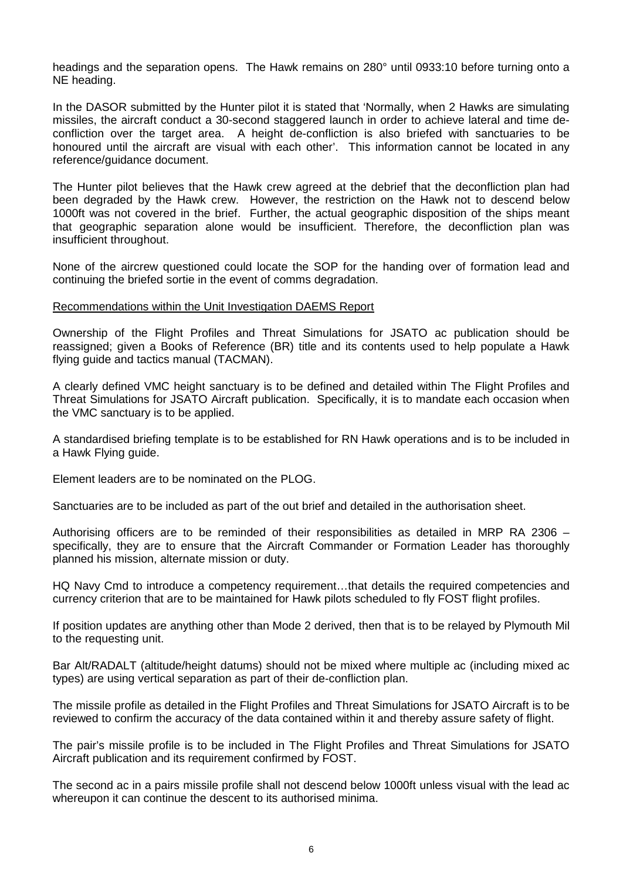headings and the separation opens. The Hawk remains on 280° until 0933:10 before turning onto a NE heading.

In the DASOR submitted by the Hunter pilot it is stated that 'Normally, when 2 Hawks are simulating missiles, the aircraft conduct a 30-second staggered launch in order to achieve lateral and time de-confliction over the target area. A height de-confliction is also briefed with sanctuaries to be honoured until the aircraft are visual with each other'. This information cannot be located in any reference/guidance document.

The Hunter pilot believes that the Hawk crew agreed at the debrief that the deconfliction plan had been degraded by the Hawk crew. However, the restriction on the Hawk not to descend below 1000ft was not covered in the brief. Further, the actual geographic disposition of the ships meant that geographic separation alone would be insufficient. Therefore, the deconfliction plan was insufficient throughout.

None of the aircrew questioned could locate the SOP for the handing over of formation lead and continuing the briefed sortie in the event of comms degradation.

<u>Recommendations within the Unit Investigation DAEMS Report</u>

Ownership of the Flight Profiles and Threat Simulations for JSATO ac publication should be reassigned; given a Books of Reference (BR) title and its contents used to help populate a Hawk flying guide and tactics manual (TACMAN).

A clearly defined VMC height sanctuary is to be defined and detailed within The Flight Profiles and Threat Simulations for JSATO Aircraft publication. Specifically, it is to mandate each occasion when the VMC sanctuary is to be applied.

A standardised briefing template is to be established for RN Hawk operations and is to be included in a Hawk Flying guide.

Element leaders are to be nominated on the PLOG.

Sanctuaries are to be included as part of the out brief and detailed in the authorisation sheet.

Authorising officers are to be reminded of their responsibilities as detailed in MRP RA 2306 – specifically, they are to ensure that the Aircraft Commander or Formation Leader has thoroughly planned his mission, alternate mission or duty.

HQ Navy Cmd to introduce a competency requirement…that details the required competencies and currency criterion that are to be maintained for Hawk pilots scheduled to fly FOST flight profiles.

If position updates are anything other than Mode 2 derived, then that is to be relayed by Plymouth Mil to the requesting unit.

Bar Alt/RADALT (altitude/height datums) should not be mixed where multiple ac (including mixed ac types) are using vertical separation as part of their de-confliction plan.

The missile profile as detailed in the Flight Profiles and Threat Simulations for JSATO Aircraft is to be reviewed to confirm the accuracy of the data contained within it and thereby assure safety of flight.

The pair's missile profile is to be included in The Flight Profiles and Threat Simulations for JSATO Aircraft publication and its requirement confirmed by FOST.

The second ac in a pairs missile profile shall not descend below 1000ft unless visual with the lead ac whereupon it can continue the descent to its authorised minima.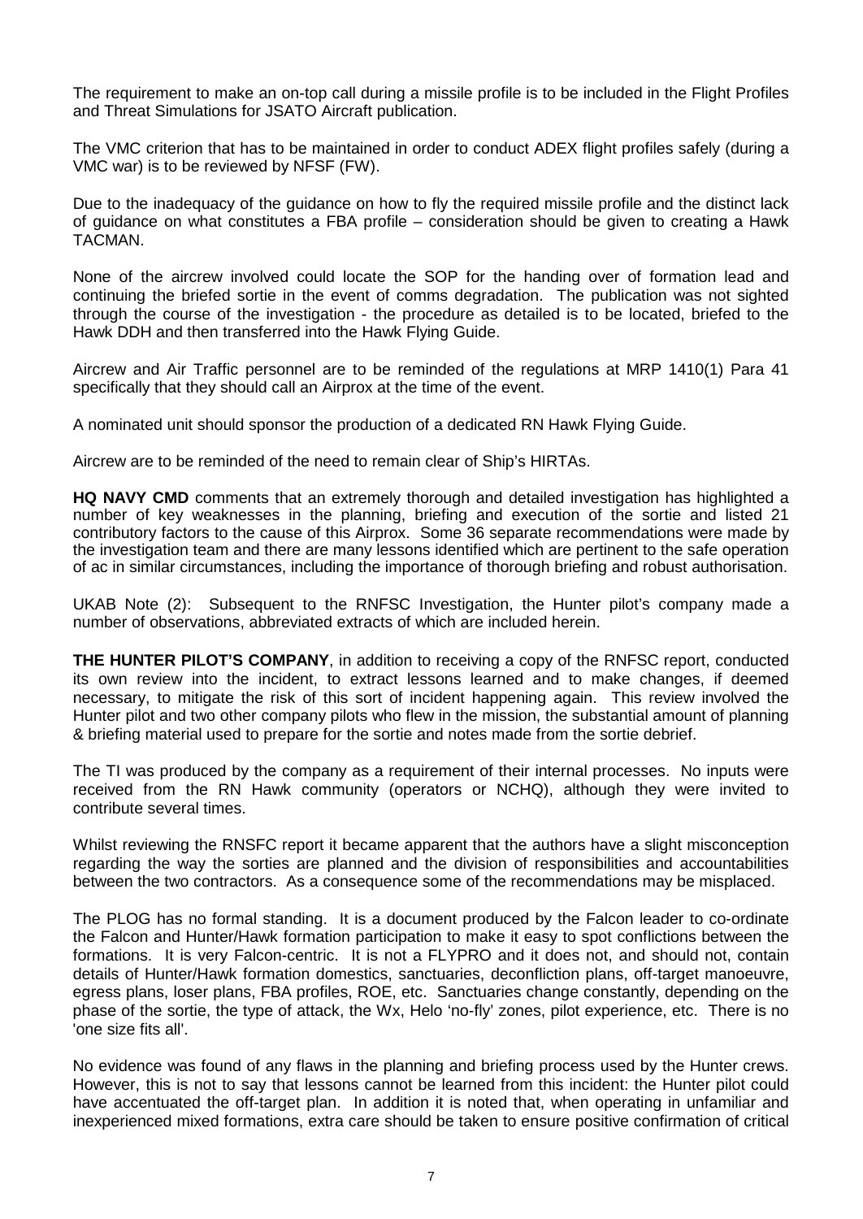The requirement to make an on-top call during a missile profile is to be included in the Flight Profiles and Threat Simulations for JSATO Aircraft publication.

The VMC criterion that has to be maintained in order to conduct ADEX flight profiles safely (during a VMC war) is to be reviewed by NFSF (FW).

Due to the inadequacy of the guidance on how to fly the required missile profile and the distinct lack of guidance on what constitutes a FBA profile – consideration should be given to creating a Hawk TACMAN.

None of the aircrew involved could locate the SOP for the handing over of formation lead and continuing the briefed sortie in the event of comms degradation. The publication was not sighted through the course of the investigation - the procedure as detailed is to be located, briefed to the Hawk DDH and then transferred into the Hawk Flying Guide.

Aircrew and Air Traffic personnel are to be reminded of the regulations at MRP 1410(1) Para 41 specifically that they should call an Airprox at the time of the event.

A nominated unit should sponsor the production of a dedicated RN Hawk Flying Guide.

Aircrew are to be reminded of the need to remain clear of Ship's HIRTAs.

**HQ NAVY CMD** comments that an extremely thorough and detailed investigation has highlighted a number of key weaknesses in the planning, briefing and execution of the sortie and listed 21 contributory factors to the cause of this Airprox. Some 36 separate recommendations were made by the investigation team and there are many lessons identified which are pertinent to the safe operation of ac in similar circumstances, including the importance of thorough briefing and robust authorisation.

UKAB Note (2): Subsequent to the RNFSC Investigation, the Hunter pilot's company made a number of observations, abbreviated extracts of which are included herein.

**THE HUNTER PILOT'S COMPANY**, in addition to receiving a copy of the RNFSC report, conducted its own review into the incident, to extract lessons learned and to make changes, if deemed necessary, to mitigate the risk of this sort of incident happening again. This review involved the Hunter pilot and two other company pilots who flew in the mission, the substantial amount of planning & briefing material used to prepare for the sortie and notes made from the sortie debrief.

The TI was produced by the company as a requirement of their internal processes. No inputs were received from the RN Hawk community (operators or NCHQ), although they were invited to contribute several times.

Whilst reviewing the RNSFC report it became apparent that the authors have a slight misconception regarding the way the sorties are planned and the division of responsibilities and accountabilities between the two contractors. As a consequence some of the recommendations may be misplaced.

The PLOG has no formal standing. It is a document produced by the Falcon leader to co-ordinate the Falcon and Hunter/Hawk formation participation to make it easy to spot conflictions between the formations. It is very Falcon-centric. It is not a FLYPRO and it does not, and should not, contain details of Hunter/Hawk formation domestics, sanctuaries, deconfliction plans, off-target manoeuvre, egress plans, loser plans, FBA profiles, ROE, etc. Sanctuaries change constantly, depending on the phase of the sortie, the type of attack, the Wx, Helo 'no-fly' zones, pilot experience, etc. There is no 'one size fits all'.

No evidence was found of any flaws in the planning and briefing process used by the Hunter crews. However, this is not to say that lessons cannot be learned from this incident: the Hunter pilot could have accentuated the off-target plan. In addition it is noted that, when operating in unfamiliar and inexperienced mixed formations, extra care should be taken to ensure positive confirmation of critical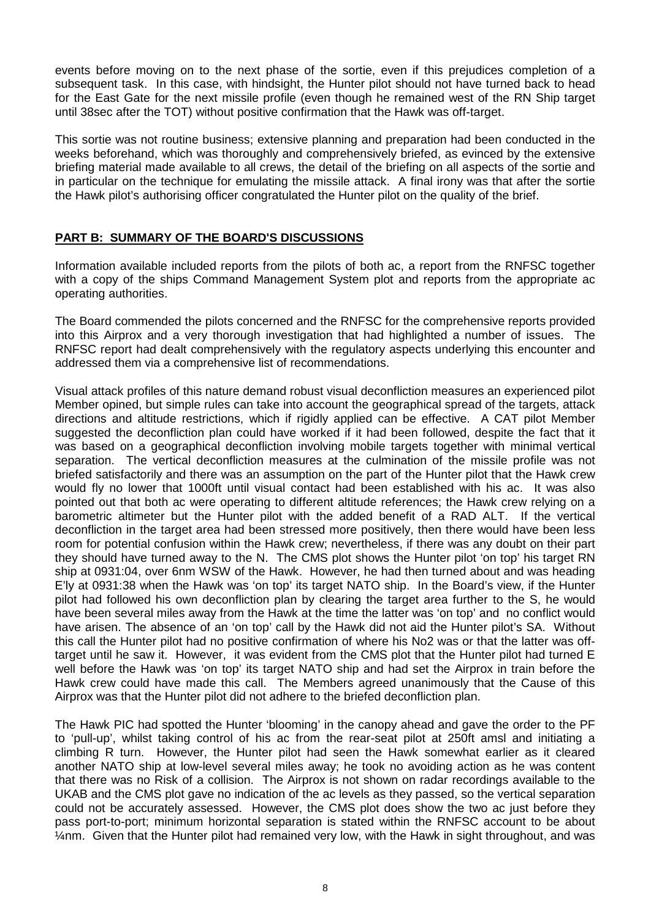events before moving on to the next phase of the sortie, even if this prejudices completion of a subsequent task. In this case, with hindsight, the Hunter pilot should not have turned back to head for the East Gate for the next missile profile (even though he remained west of the RN Ship target until 38sec after the TOT) without positive confirmation that the Hawk was off-target.

This sortie was not routine business; extensive planning and preparation had been conducted in the weeks beforehand, which was thoroughly and comprehensively briefed, as evinced by the extensive briefing material made available to all crews, the detail of the briefing on all aspects of the sortie and in particular on the technique for emulating the missile attack. A final irony was that after the sortie the Hawk pilot's authorising officer congratulated the Hunter pilot on the quality of the brief.

## PART B: SUMMARY OF THE BOARD'S DISCUSSIONS

Information available included reports from the pilots of both ac, a report from the RNFSC together with a copy of the ships Command Management System plot and reports from the appropriate ac operating authorities.

The Board commended the pilots concerned and the RNFSC for the comprehensive reports provided into this Airprox and a very thorough investigation that had highlighted a number of issues. The RNFSC report had dealt comprehensively with the regulatory aspects underlying this encounter and addressed them via a comprehensive list of recommendations.

Visual attack profiles of this nature demand robust visual deconfliction measures an experienced pilot Member opined, but simple rules can take into account the geographical spread of the targets, attack directions and altitude restrictions, which if rigidly applied can be effective. A CAT pilot Member suggested the deconfliction plan could have worked if it had been followed, despite the fact that it was based on a geographical deconfliction involving mobile targets together with minimal vertical separation. The vertical deconfliction measures at the culmination of the missile profile was not briefed satisfactorily and there was an assumption on the part of the Hunter pilot that the Hawk crew would fly no lower that 1000ft until visual contact had been established with his ac. It was also pointed out that both ac were operating to different altitude references; the Hawk crew relying on a barometric altimeter but the Hunter pilot with the added benefit of a RAD ALT. If the vertical deconfliction in the target area had been stressed more positively, then there would have been less room for potential confusion within the Hawk crew; nevertheless, if there was any doubt on their part they should have turned away to the N. The CMS plot shows the Hunter pilot 'on top' his target RN ship at 0931:04, over 6nm WSW of the Hawk. However, he had then turned about and was heading E'ly at 0931:38 when the Hawk was 'on top' its target NATO ship. In the Board's view, if the Hunter pilot had followed his own deconfliction plan by clearing the target area further to the S, he would have been several miles away from the Hawk at the time the latter was 'on top' and no conflict would have arisen. The absence of an 'on top' call by the Hawk did not aid the Hunter pilot's SA. Without this call the Hunter pilot had no positive confirmation of where his No2 was or that the latter was off-target until he saw it. However, it was evident from the CMS plot that the Hunter pilot had turned E well before the Hawk was 'on top' its target NATO ship and had set the Airprox in train before the Hawk crew could have made this call. The Members agreed unanimously that the Cause of this Airprox was that the Hunter pilot did not adhere to the briefed deconfliction plan.

The Hawk PIC had spotted the Hunter 'blooming' in the canopy ahead and gave the order to the PF to 'pull-up', whilst taking control of his ac from the rear-seat pilot at 250ft amsl and initiating a climbing R turn. However, the Hunter pilot had seen the Hawk somewhat earlier as it cleared another NATO ship at low-level several miles away; he took no avoiding action as he was content that there was no Risk of a collision. The Airprox is not shown on radar recordings available to the UKAB and the CMS plot gave no indication of the ac levels as they passed, so the vertical separation could not be accurately assessed. However, the CMS plot does show the two ac just before they pass port-to-port; minimum horizontal separation is stated within the RNFSC account to be about ¼nm. Given that the Hunter pilot had remained very low, with the Hawk in sight throughout, and was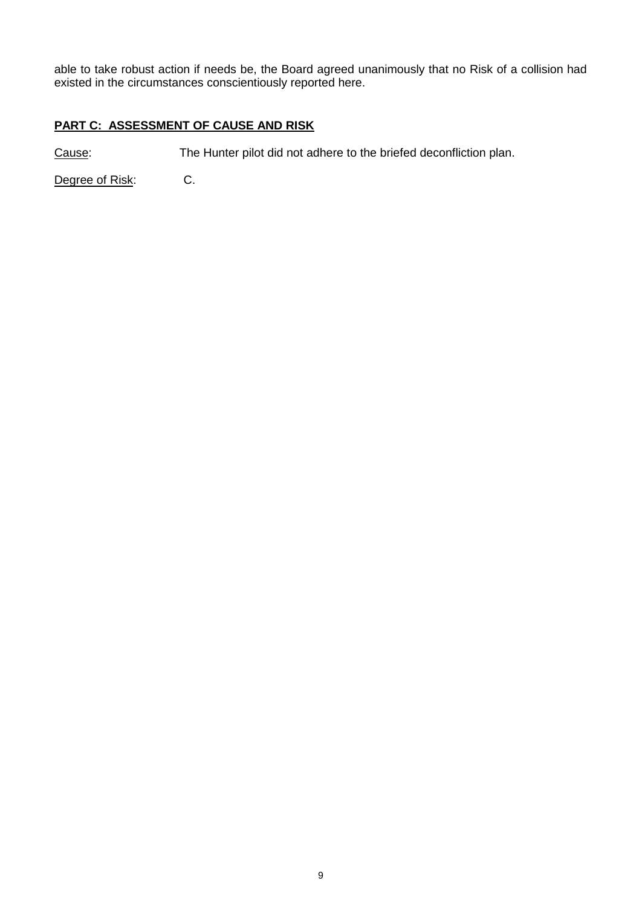able to take robust action if needs be, the Board agreed unanimously that no Risk of a collision had existed in the circumstances conscientiously reported here.

## PART C: ASSESSMENT OF CAUSE AND RISK

Cause: The Hunter pilot did not adhere to the briefed deconfliction plan.

Degree of Risk: C.